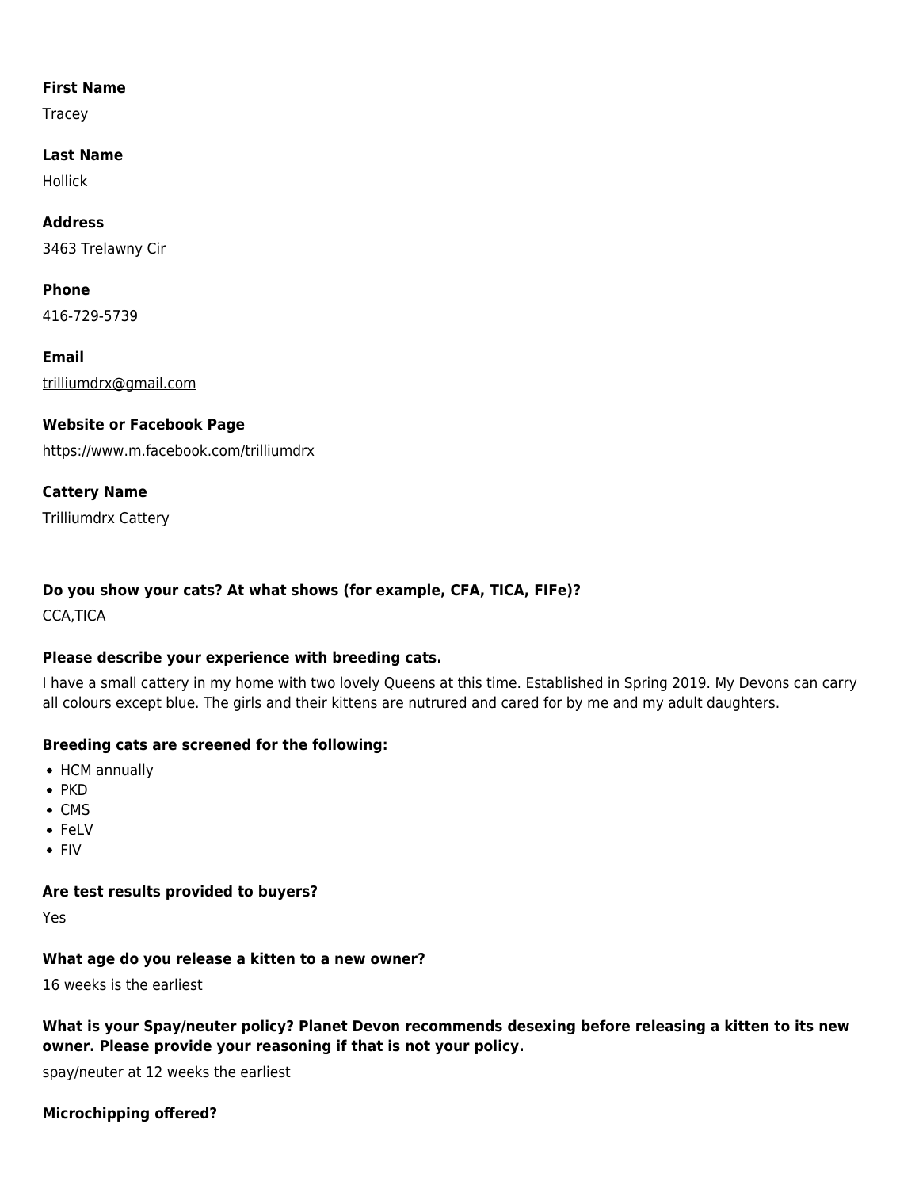**First Name**

Tracey

**Last Name**

Hollick

**Address**

3463 Trelawny Cir

**Phone**

416-729-5739

**Email**

trilliumdrx@gmail.com

**Website or Facebook Page**

https://www.m.facebook.com/trilliumdrx

**Cattery Name**

Trilliumdrx Cattery

**Do you show your cats? At what shows (for example, CFA, TICA, FIFe)?**

CCA,TICA

**Please describe your experience with breeding cats.**

I have a small cattery in my home with two lovely Queens at this time. Established in Spring 2019. My Devons can carry all colours except blue. The girls and their kittens are nutrured and cared for by me and my adult daughters.

**Breeding cats are screened for the following:**

- HCM annually
- PKD
- CMS
- FeLV
- FIV

**Are test results provided to buyers?**

Yes

**What age do you release a kitten to a new owner?**

16 weeks is the earliest

**What is your Spay/neuter policy? Planet Devon recommends desexing before releasing a kitten to its new owner. Please provide your reasoning if that is not your policy.**

spay/neuter at 12 weeks the earliest

**Microchipping offered?**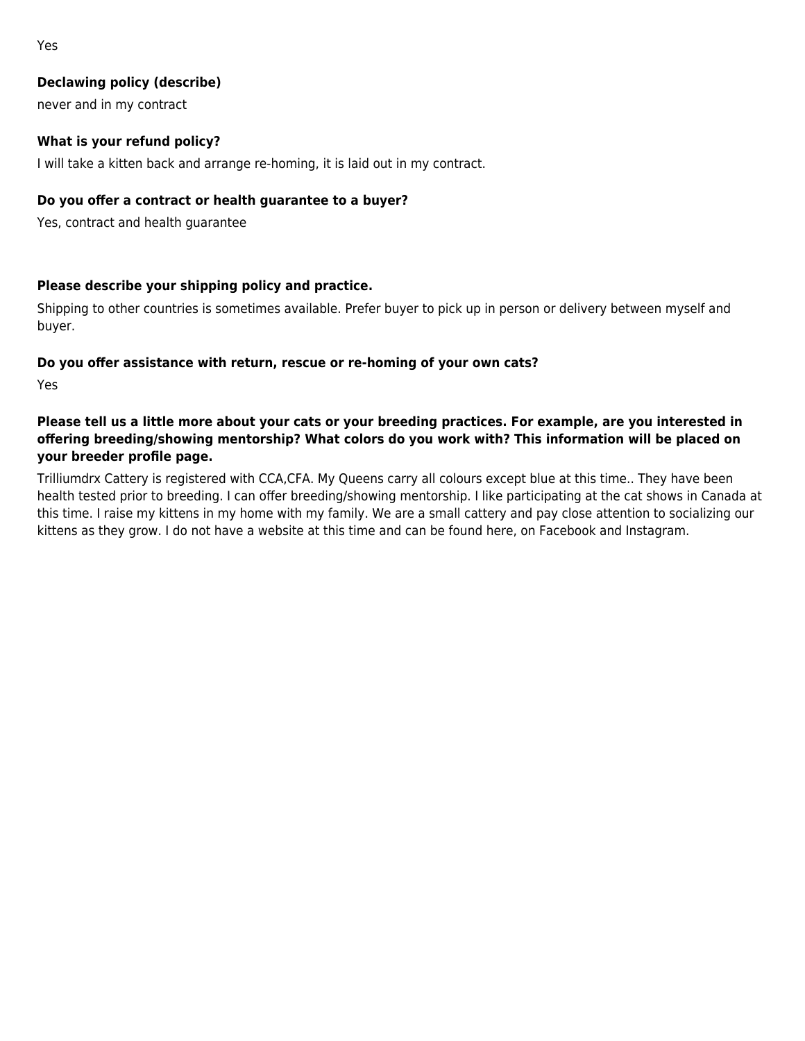Yes

**Declawing policy (describe)**

never and in my contract

**What is your refund policy?**

I will take a kitten back and arrange re-homing, it is laid out in my contract.

**Do you offer a contract or health guarantee to a buyer?**

Yes, contract and health guarantee

**Please describe your shipping policy and practice.**

Shipping to other countries is sometimes available. Prefer buyer to pick up in person or delivery between myself and buyer.

**Do you offer assistance with return, rescue or re-homing of your own cats?**

Yes

**Please tell us a little more about your cats or your breeding practices. For example, are you interested in offering breeding/showing mentorship? What colors do you work with? This information will be placed on your breeder profile page.**

Trilliumdrx Cattery is registered with CCA,CFA. My Queens carry all colours except blue at this time.. They have been health tested prior to breeding. I can offer breeding/showing mentorship. I like participating at the cat shows in Canada at this time. I raise my kittens in my home with my family. We are a small cattery and pay close attention to socializing our kittens as they grow. I do not have a website at this time and can be found here, on Facebook and Instagram.